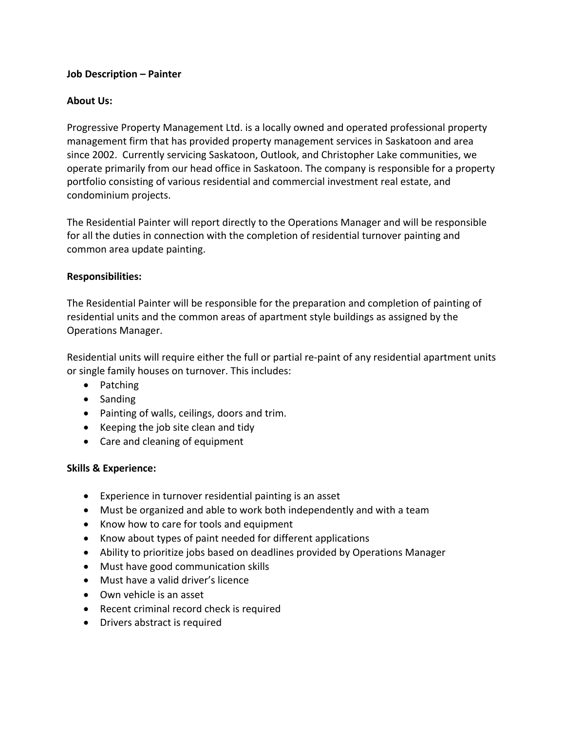**Job Description – Painter**

**About Us:**

Progressive Property Management Ltd. is a locally owned and operated professional property management firm that has provided property management services in Saskatoon and area since 2002. Currently servicing Saskatoon, Outlook, and Christopher Lake communities, we operate primarily from our head office in Saskatoon. The company is responsible for a property portfolio consisting of various residential and commercial investment real estate, and condominium projects.

The Residential Painter will report directly to the Operations Manager and will be responsible for all the duties in connection with the completion of residential turnover painting and common area update painting.

**Responsibilities:**

The Residential Painter will be responsible for the preparation and completion of painting of residential units and the common areas of apartment style buildings as assigned by the Operations Manager.

Residential units will require either the full or partial re-paint of any residential apartment units or single family houses on turnover. This includes:

- Patching
- Sanding
- Painting of walls, ceilings, doors and trim.
- Keeping the job site clean and tidy
- Care and cleaning of equipment

**Skills & Experience:**

- Experience in turnover residential painting is an asset
- Must be organized and able to work both independently and with a team
- Know how to care for tools and equipment
- Know about types of paint needed for different applications
- Ability to prioritize jobs based on deadlines provided by Operations Manager
- Must have good communication skills
- Must have a valid driver's licence
- Own vehicle is an asset
- Recent criminal record check is required
- Drivers abstract is required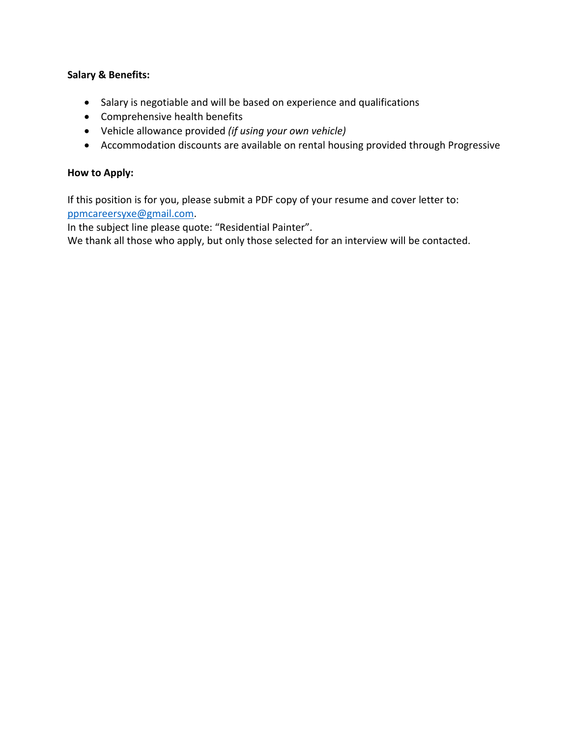**Salary & Benefits:**

- Salary is negotiable and will be based on experience and qualifications
- Comprehensive health benefits
- Vehicle allowance provided *(if using your own vehicle)*
- Accommodation discounts are available on rental housing provided through Progressive

**How to Apply:**

If this position is for you, please submit a PDF copy of your resume and cover letter to: [ppmcareersyxe@gmail.com](mailto:ppmcareersyxe@gmail.com).
In the subject line please quote: "Residential Painter".
We thank all those who apply, but only those selected for an interview will be contacted.